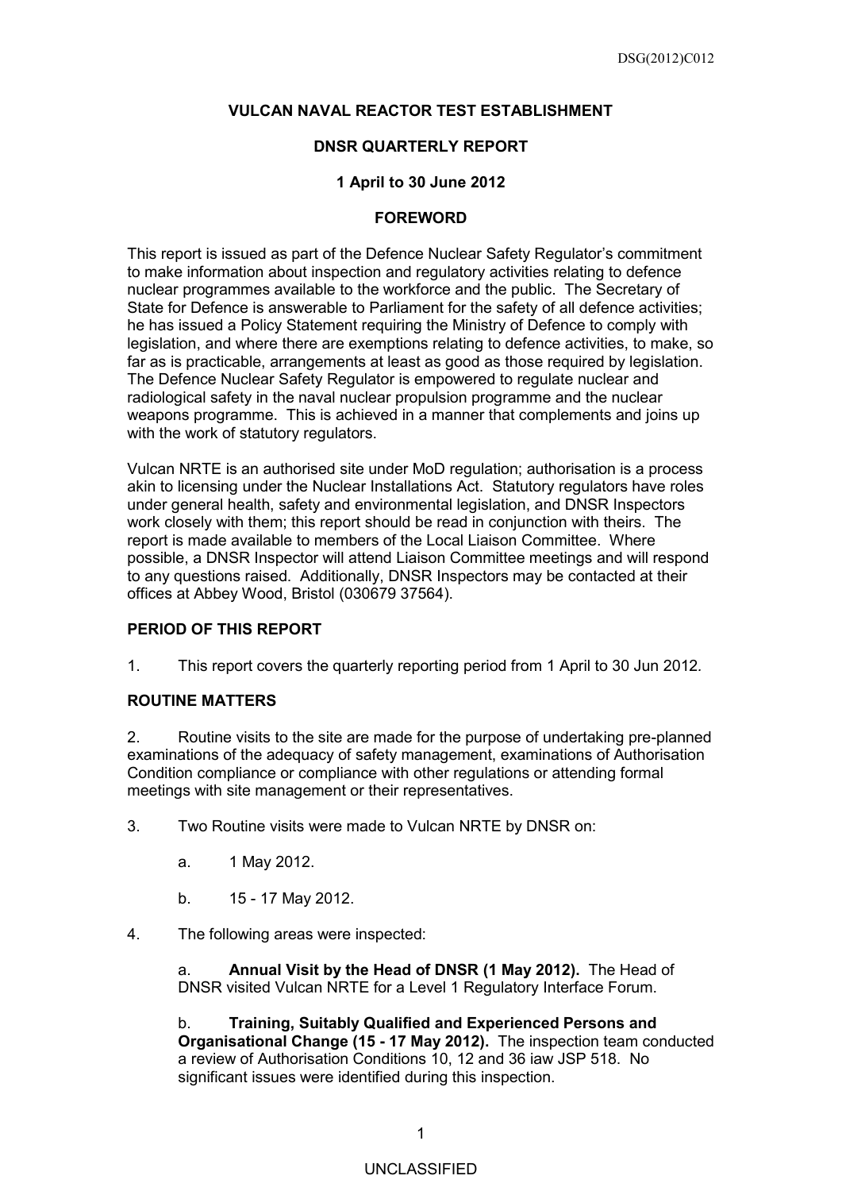**VULCAN NAVAL REACTOR TEST ESTABLISHMENT**

**DNSR QUARTERLY REPORT**

**1 April to 30 June 2012**

**FOREWORD**

This report is issued as part of the Defence Nuclear Safety Regulator's commitment to make information about inspection and regulatory activities relating to defence nuclear programmes available to the workforce and the public. The Secretary of State for Defence is answerable to Parliament for the safety of all defence activities; he has issued a Policy Statement requiring the Ministry of Defence to comply with legislation, and where there are exemptions relating to defence activities, to make, so far as is practicable, arrangements at least as good as those required by legislation. The Defence Nuclear Safety Regulator is empowered to regulate nuclear and radiological safety in the naval nuclear propulsion programme and the nuclear weapons programme. This is achieved in a manner that complements and joins up with the work of statutory regulators.

Vulcan NRTE is an authorised site under MoD regulation; authorisation is a process akin to licensing under the Nuclear Installations Act. Statutory regulators have roles under general health, safety and environmental legislation, and DNSR Inspectors work closely with them; this report should be read in conjunction with theirs. The report is made available to members of the Local Liaison Committee. Where possible, a DNSR Inspector will attend Liaison Committee meetings and will respond to any questions raised. Additionally, DNSR Inspectors may be contacted at their offices at Abbey Wood, Bristol (030679 37564).

**PERIOD OF THIS REPORT**

1. This report covers the quarterly reporting period from 1 April to 30 Jun 2012.

**ROUTINE MATTERS**

2. Routine visits to the site are made for the purpose of undertaking pre-planned examinations of the adequacy of safety management, examinations of Authorisation Condition compliance or compliance with other regulations or attending formal meetings with site management or their representatives.

3. Two Routine visits were made to Vulcan NRTE by DNSR on:

   a. 1 May 2012.

   b. 15 - 17 May 2012.

4. The following areas were inspected:

   a. **Annual Visit by the Head of DNSR (1 May 2012).** The Head of DNSR visited Vulcan NRTE for a Level 1 Regulatory Interface Forum.

   b. **Training, Suitably Qualified and Experienced Persons and Organisational Change (15 - 17 May 2012).** The inspection team conducted a review of Authorisation Conditions 10, 12 and 36 iaw JSP 518. No significant issues were identified during this inspection.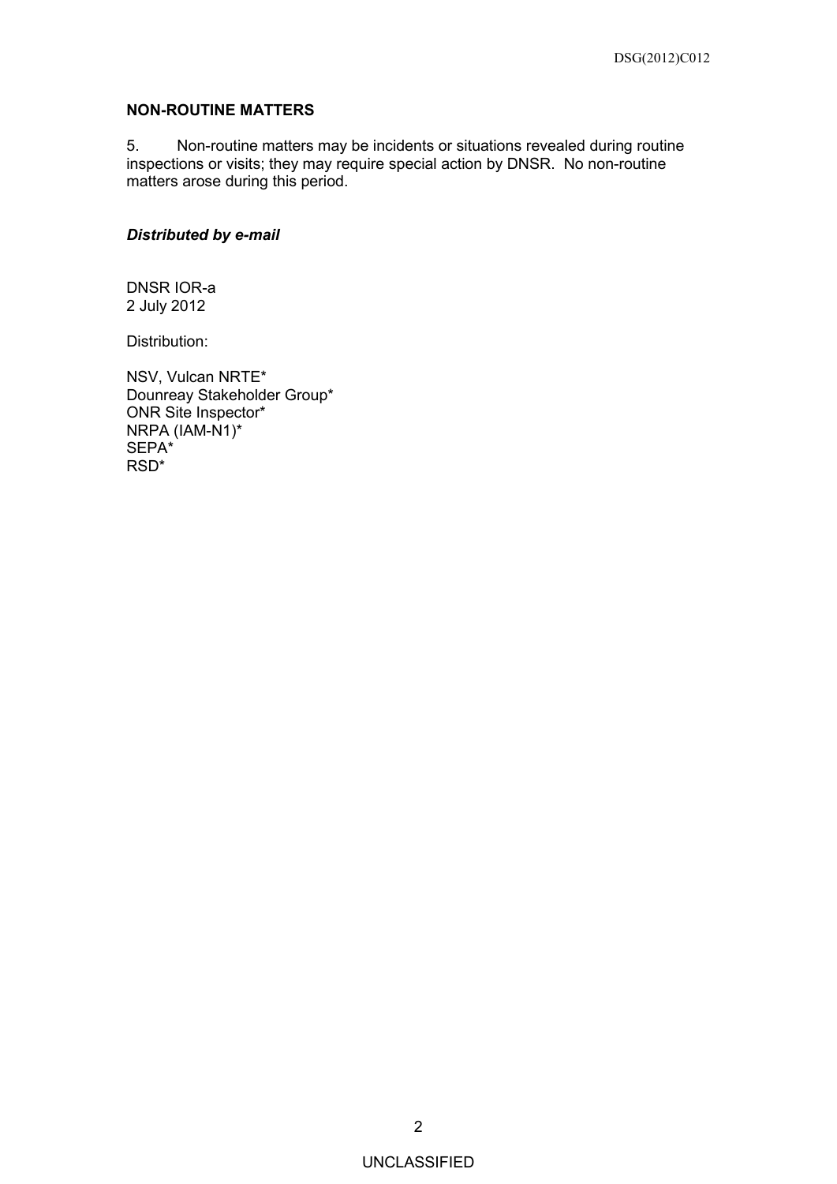**NON-ROUTINE MATTERS**

5. Non-routine matters may be incidents or situations revealed during routine inspections or visits; they may require special action by DNSR. No non-routine matters arose during this period.

***Distributed by e-mail***

DNSR IOR-a
2 July 2012

Distribution:

NSV, Vulcan NRTE*
Dounreay Stakeholder Group*
ONR Site Inspector*
NRPA (IAM-N1)*
SEPA*
RSD*